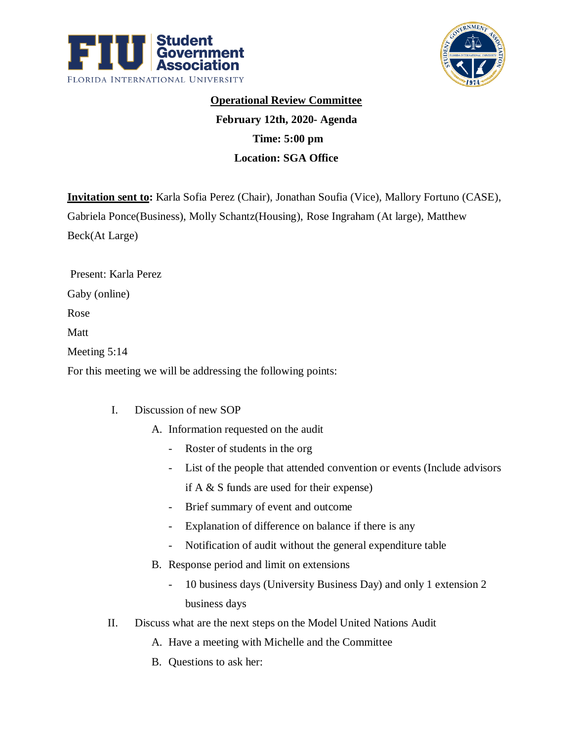**Operational Review Committee**

**February 12th, 2020- Agenda**

**Time: 5:00 pm**

**Location: SGA Office**

**Invitation sent to:** Karla Sofia Perez (Chair), Jonathan Soufia (Vice), Mallory Fortuno (CASE), Gabriela Ponce(Business), Molly Schantz(Housing), Rose Ingraham (At large), Matthew Beck(At Large)

Present: Karla Perez

Gaby (online)

Rose

Matt

Meeting 5:14

For this meeting we will be addressing the following points:

I. Discussion of new SOP
   - A. Information requested on the audit
     - Roster of students in the org
     - List of the people that attended convention or events (Include advisors if A & S funds are used for their expense)
     - Brief summary of event and outcome
     - Explanation of difference on balance if there is any
     - Notification of audit without the general expenditure table
   - B. Response period and limit on extensions
     - 10 business days (University Business Day) and only 1 extension 2 business days

II. Discuss what are the next steps on the Model United Nations Audit
   - A. Have a meeting with Michelle and the Committee
   - B. Questions to ask her: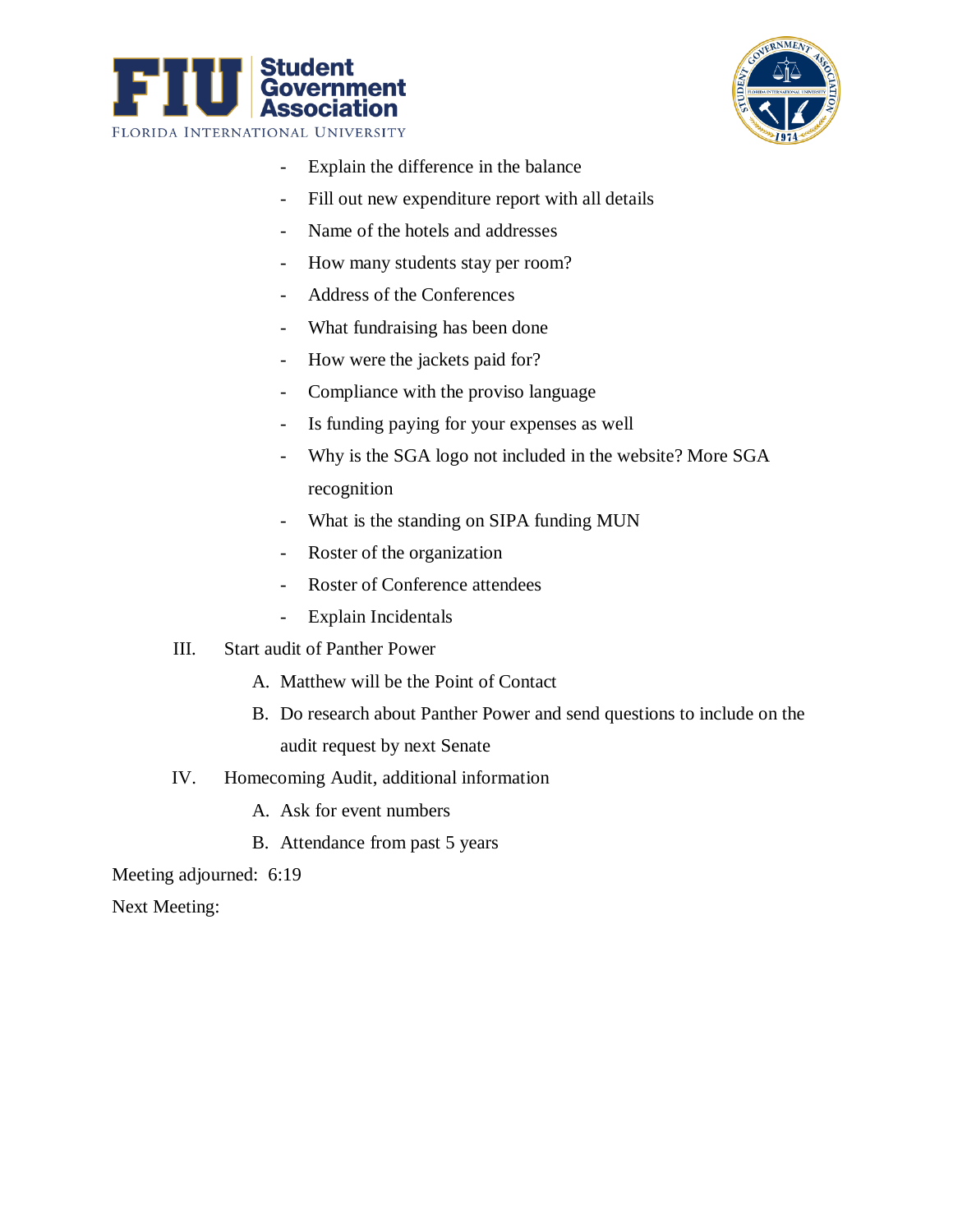- Explain the difference in the balance
- Fill out new expenditure report with all details
- Name of the hotels and addresses
- How many students stay per room?
- Address of the Conferences
- What fundraising has been done
- How were the jackets paid for?
- Compliance with the proviso language
- Is funding paying for your expenses as well
- Why is the SGA logo not included in the website? More SGA recognition
- What is the standing on SIPA funding MUN
- Roster of the organization
- Roster of Conference attendees
- Explain Incidentals

III. Start audit of Panther Power

  A. Matthew will be the Point of Contact

  B. Do research about Panther Power and send questions to include on the audit request by next Senate

IV. Homecoming Audit, additional information

  A. Ask for event numbers

  B. Attendance from past 5 years

Meeting adjourned: 6:19

Next Meeting: